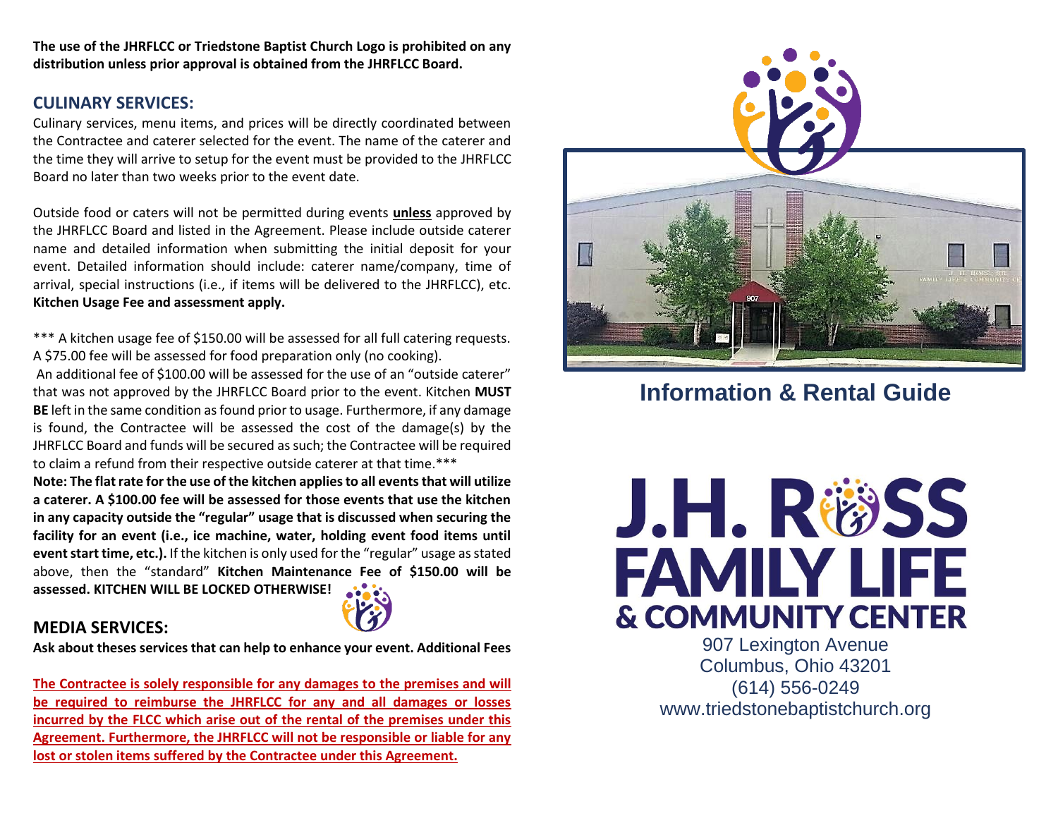**The use of the JHRFLCC or Triedstone Baptist Church Logo is prohibited on any distribution unless prior approval is obtained from the JHRFLCC Board.**

## CULINARY SERVICES:

Culinary services, menu items, and prices will be directly coordinated between the Contractee and caterer selected for the event. The name of the caterer and the time they will arrive to setup for the event must be provided to the JHRFLCC Board no later than two weeks prior to the event date.

Outside food or caters will not be permitted during events **unless** approved by the JHRFLCC Board and listed in the Agreement. Please include outside caterer name and detailed information when submitting the initial deposit for your event. Detailed information should include: caterer name/company, time of arrival, special instructions (i.e., if items will be delivered to the JHRFLCC), etc. **Kitchen Usage Fee and assessment apply.**

*** A kitchen usage fee of $150.00 will be assessed for all full catering requests. A $75.00 fee will be assessed for food preparation only (no cooking).
An additional fee of $100.00 will be assessed for the use of an "outside caterer" that was not approved by the JHRFLCC Board prior to the event. Kitchen **MUST BE** left in the same condition as found prior to usage. Furthermore, if any damage is found, the Contractee will be assessed the cost of the damage(s) by the JHRFLCC Board and funds will be secured as such; the Contractee will be required to claim a refund from their respective outside caterer at that time.***

**Note: The flat rate for the use of the kitchen applies to all events that will utilize a caterer. A $100.00 fee will be assessed for those events that use the kitchen in any capacity outside the "regular" usage that is discussed when securing the facility for an event (i.e., ice machine, water, holding event food items until event start time, etc.).** If the kitchen is only used for the "regular" usage as stated above, then the "standard" **Kitchen Maintenance Fee of $150.00 will be assessed. KITCHEN WILL BE LOCKED OTHERWISE!**

## MEDIA SERVICES:

**Ask about theses services that can help to enhance your event. Additional Fees**

**The Contractee is solely responsible for any damages to the premises and will be required to reimburse the JHRFLCC for any and all damages or losses incurred by the FLCC which arise out of the rental of the premises under this Agreement. Furthermore, the JHRFLCC will not be responsible or liable for any lost or stolen items suffered by the Contractee under this Agreement.**

# Information & Rental Guide

# J.H. ROSS FAMILY LIFE & COMMUNITY CENTER

907 Lexington Avenue
Columbus, Ohio 43201
(614) 556-0249
www.triedstonebaptistchurch.org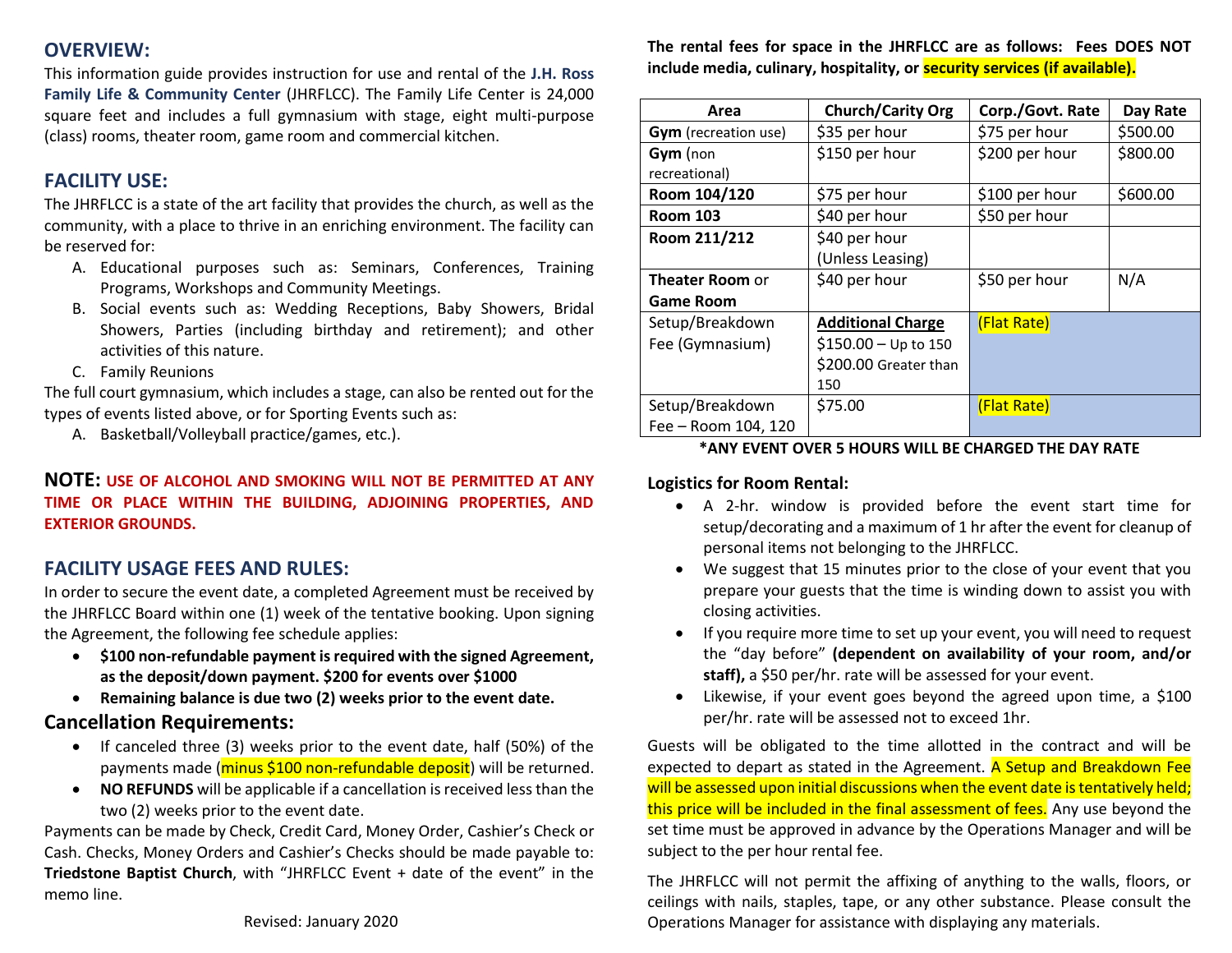## OVERVIEW:

This information guide provides instruction for use and rental of the **J.H. Ross Family Life & Community Center** (JHRFLCC). The Family Life Center is 24,000 square feet and includes a full gymnasium with stage, eight multi-purpose (class) rooms, theater room, game room and commercial kitchen.

## FACILITY USE:

The JHRFLCC is a state of the art facility that provides the church, as well as the community, with a place to thrive in an enriching environment. The facility can be reserved for:

A. Educational purposes such as: Seminars, Conferences, Training Programs, Workshops and Community Meetings.
B. Social events such as: Wedding Receptions, Baby Showers, Bridal Showers, Parties (including birthday and retirement); and other activities of this nature.
C. Family Reunions

The full court gymnasium, which includes a stage, can also be rented out for the types of events listed above, or for Sporting Events such as:

A. Basketball/Volleyball practice/games, etc.).

**NOTE: USE OF ALCOHOL AND SMOKING WILL NOT BE PERMITTED AT ANY TIME OR PLACE WITHIN THE BUILDING, ADJOINING PROPERTIES, AND EXTERIOR GROUNDS.**

## FACILITY USAGE FEES AND RULES:

In order to secure the event date, a completed Agreement must be received by the JHRFLCC Board within one (1) week of the tentative booking. Upon signing the Agreement, the following fee schedule applies:

- **$100 non-refundable payment is required with the signed Agreement, as the deposit/down payment. $200 for events over $1000**
- **Remaining balance is due two (2) weeks prior to the event date.**

### Cancellation Requirements:

- If canceled three (3) weeks prior to the event date, half (50%) of the payments made (minus $100 non-refundable deposit) will be returned.
- **NO REFUNDS** will be applicable if a cancellation is received less than the two (2) weeks prior to the event date.

Payments can be made by Check, Credit Card, Money Order, Cashier's Check or Cash. Checks, Money Orders and Cashier's Checks should be made payable to: **Triedstone Baptist Church**, with "JHRFLCC Event + date of the event" in the memo line.

Revised: January 2020

**The rental fees for space in the JHRFLCC are as follows: Fees DOES NOT include media, culinary, hospitality, or security services (if available).**

| Area | Church/Carity Org | Corp./Govt. Rate | Day Rate |
|---|---|---|---|
| **Gym** (recreation use) | $35 per hour | $75 per hour | $500.00 |
| **Gym** (non recreational) | $150 per hour | $200 per hour | $800.00 |
| **Room 104/120** | $75 per hour | $100 per hour | $600.00 |
| **Room 103** | $40 per hour | $50 per hour | |
| **Room 211/212** | $40 per hour (Unless Leasing) | | |
| **Theater Room** or **Game Room** | $40 per hour | $50 per hour | N/A |
| Setup/Breakdown Fee (Gymnasium) | **Additional Charge** $150.00 – Up to 150 $200.00 Greater than 150 | (Flat Rate) | |
| Setup/Breakdown Fee – Room 104, 120 | $75.00 | (Flat Rate) | |

**\*ANY EVENT OVER 5 HOURS WILL BE CHARGED THE DAY RATE**

**Logistics for Room Rental:**

- A 2-hr. window is provided before the event start time for setup/decorating and a maximum of 1 hr after the event for cleanup of personal items not belonging to the JHRFLCC.
- We suggest that 15 minutes prior to the close of your event that you prepare your guests that the time is winding down to assist you with closing activities.
- If you require more time to set up your event, you will need to request the "day before" **(dependent on availability of your room, and/or staff),** a $50 per/hr. rate will be assessed for your event.
- Likewise, if your event goes beyond the agreed upon time, a $100 per/hr. rate will be assessed not to exceed 1hr.

Guests will be obligated to the time allotted in the contract and will be expected to depart as stated in the Agreement. A Setup and Breakdown Fee will be assessed upon initial discussions when the event date is tentatively held; this price will be included in the final assessment of fees. Any use beyond the set time must be approved in advance by the Operations Manager and will be subject to the per hour rental fee.

The JHRFLCC will not permit the affixing of anything to the walls, floors, or ceilings with nails, staples, tape, or any other substance. Please consult the Operations Manager for assistance with displaying any materials.